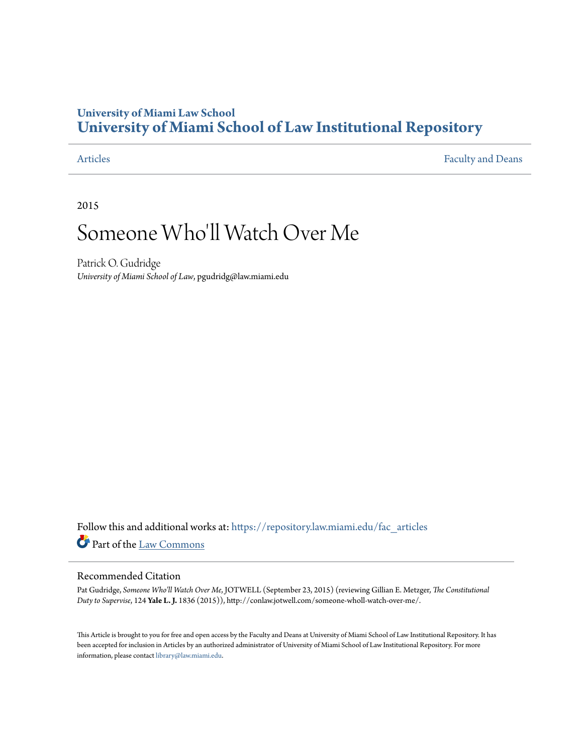University of Miami Law School
**University of Miami School of Law Institutional Repository**

Articles | Faculty and Deans

2015

# Someone Who'll Watch Over Me

Patrick O. Gudridge
*University of Miami School of Law*, pgudridg@law.miami.edu

Follow this and additional works at: https://repository.law.miami.edu/fac_articles

Part of the Law Commons

## Recommended Citation

Pat Gudridge, *Someone Who'll Watch Over Me*, JOTWELL (September 23, 2015) (reviewing Gillian E. Metzger, *The Constitutional Duty to Supervise*, 124 **Yale L. J.** 1836 (2015)), http://conlaw.jotwell.com/someone-wholl-watch-over-me/.

This Article is brought to you for free and open access by the Faculty and Deans at University of Miami School of Law Institutional Repository. It has been accepted for inclusion in Articles by an authorized administrator of University of Miami School of Law Institutional Repository. For more information, please contact library@law.miami.edu.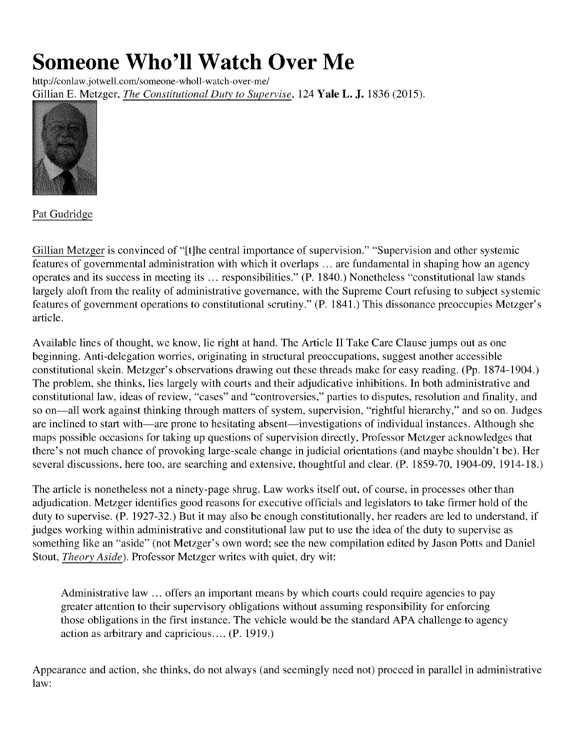# Someone Who'll Watch Over Me

http://conlaw.jotwell.com/someone-wholl-watch-over-me/

Gillian E. Metzger, *The Constitutional Duty to Supervise*, 124 **Yale L. J.** 1836 (2015).

Pat Gudridge

Gillian Metzger is convinced of "[t]he central importance of supervision." "Supervision and other systemic features of governmental administration with which it overlaps … are fundamental in shaping how an agency operates and its success in meeting its … responsibilities." (P. 1840.) Nonetheless "constitutional law stands largely aloft from the reality of administrative governance, with the Supreme Court refusing to subject systemic features of government operations to constitutional scrutiny." (P. 1841.) This dissonance preoccupies Metzger's article.

Available lines of thought, we know, lie right at hand. The Article II Take Care Clause jumps out as one beginning. Anti-delegation worries, originating in structural preoccupations, suggest another accessible constitutional skein. Metzger's observations drawing out these threads make for easy reading. (Pp. 1874-1904.) The problem, she thinks, lies largely with courts and their adjudicative inhibitions. In both administrative and constitutional law, ideas of review, "cases" and "controversies," parties to disputes, resolution and finality, and so on—all work against thinking through matters of system, supervision, "rightful hierarchy," and so on. Judges are inclined to start with—are prone to hesitating absent—investigations of individual instances. Although she maps possible occasions for taking up questions of supervision directly, Professor Metzger acknowledges that there's not much chance of provoking large-scale change in judicial orientations (and maybe shouldn't be). Her several discussions, here too, are searching and extensive, thoughtful and clear. (P. 1859-70, 1904-09, 1914-18.)

The article is nonetheless not a ninety-page shrug. Law works itself out, of course, in processes other than adjudication. Metzger identifies good reasons for executive officials and legislators to take firmer hold of the duty to supervise. (P. 1927-32.) But it may also be enough constitutionally, her readers are led to understand, if judges working within administrative and constitutional law put to use the idea of the duty to supervise as something like an "aside" (not Metzger's own word; see the new compilation edited by Jason Potts and Daniel Stout, *Theory Aside*). Professor Metzger writes with quiet, dry wit:

> Administrative law … offers an important means by which courts could require agencies to pay greater attention to their supervisory obligations without assuming responsibility for enforcing those obligations in the first instance. The vehicle would be the standard APA challenge to agency action as arbitrary and capricious…. (P. 1919.)

Appearance and action, she thinks, do not always (and seemingly need not) proceed in parallel in administrative law: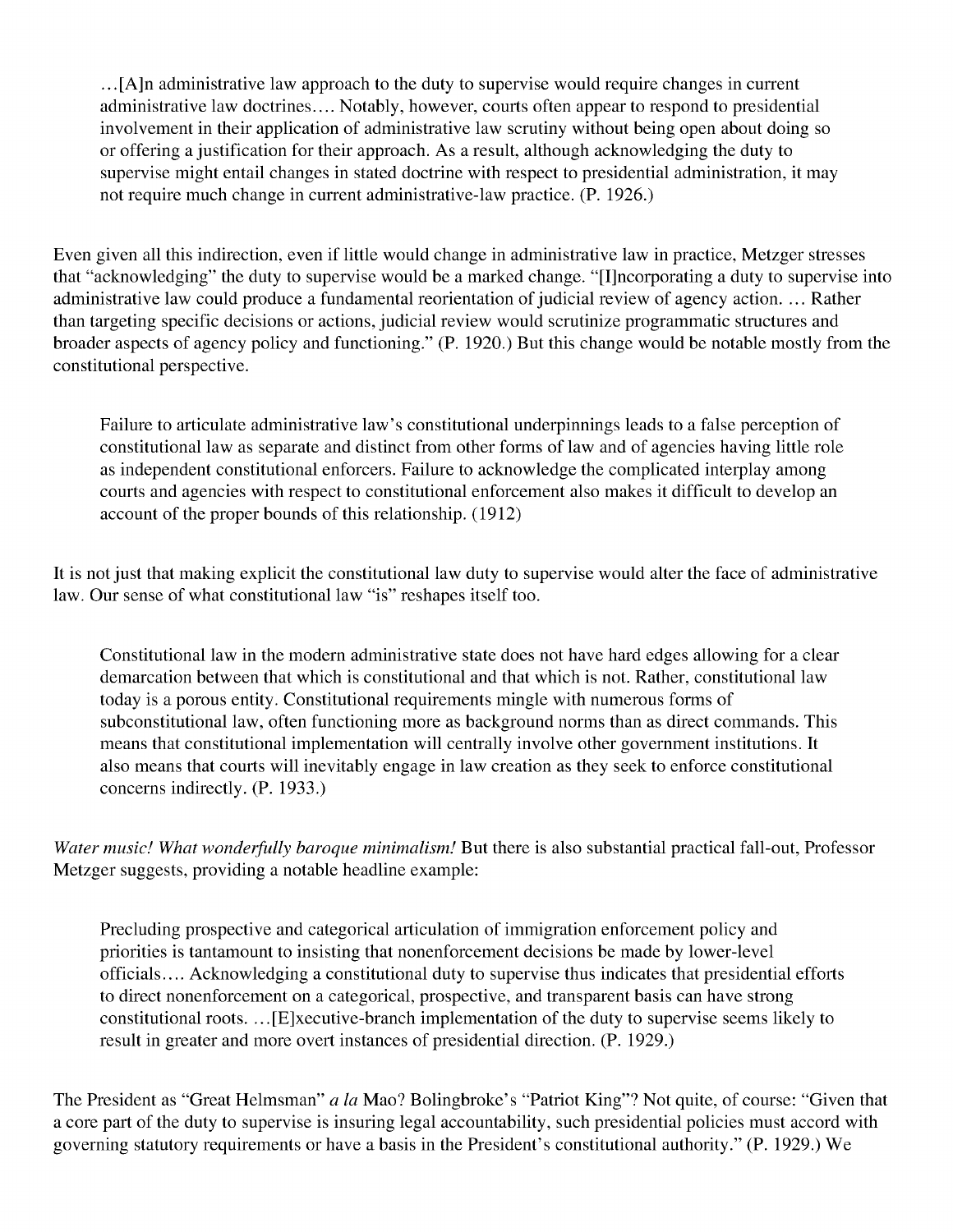> …[A]n administrative law approach to the duty to supervise would require changes in current administrative law doctrines…. Notably, however, courts often appear to respond to presidential involvement in their application of administrative law scrutiny without being open about doing so or offering a justification for their approach. As a result, although acknowledging the duty to supervise might entail changes in stated doctrine with respect to presidential administration, it may not require much change in current administrative-law practice. (P. 1926.)

Even given all this indirection, even if little would change in administrative law in practice, Metzger stresses that "acknowledging" the duty to supervise would be a marked change. "[I]ncorporating a duty to supervise into administrative law could produce a fundamental reorientation of judicial review of agency action. … Rather than targeting specific decisions or actions, judicial review would scrutinize programmatic structures and broader aspects of agency policy and functioning." (P. 1920.) But this change would be notable mostly from the constitutional perspective.

> Failure to articulate administrative law's constitutional underpinnings leads to a false perception of constitutional law as separate and distinct from other forms of law and of agencies having little role as independent constitutional enforcers. Failure to acknowledge the complicated interplay among courts and agencies with respect to constitutional enforcement also makes it difficult to develop an account of the proper bounds of this relationship. (1912)

It is not just that making explicit the constitutional law duty to supervise would alter the face of administrative law. Our sense of what constitutional law "is" reshapes itself too.

> Constitutional law in the modern administrative state does not have hard edges allowing for a clear demarcation between that which is constitutional and that which is not. Rather, constitutional law today is a porous entity. Constitutional requirements mingle with numerous forms of subconstitutional law, often functioning more as background norms than as direct commands. This means that constitutional implementation will centrally involve other government institutions. It also means that courts will inevitably engage in law creation as they seek to enforce constitutional concerns indirectly. (P. 1933.)

*Water music! What wonderfully baroque minimalism!* But there is also substantial practical fall-out, Professor Metzger suggests, providing a notable headline example:

> Precluding prospective and categorical articulation of immigration enforcement policy and priorities is tantamount to insisting that nonenforcement decisions be made by lower-level officials…. Acknowledging a constitutional duty to supervise thus indicates that presidential efforts to direct nonenforcement on a categorical, prospective, and transparent basis can have strong constitutional roots. …[E]xecutive-branch implementation of the duty to supervise seems likely to result in greater and more overt instances of presidential direction. (P. 1929.)

The President as "Great Helmsman" *a la* Mao? Bolingbroke's "Patriot King"? Not quite, of course: "Given that a core part of the duty to supervise is insuring legal accountability, such presidential policies must accord with governing statutory requirements or have a basis in the President's constitutional authority." (P. 1929.) We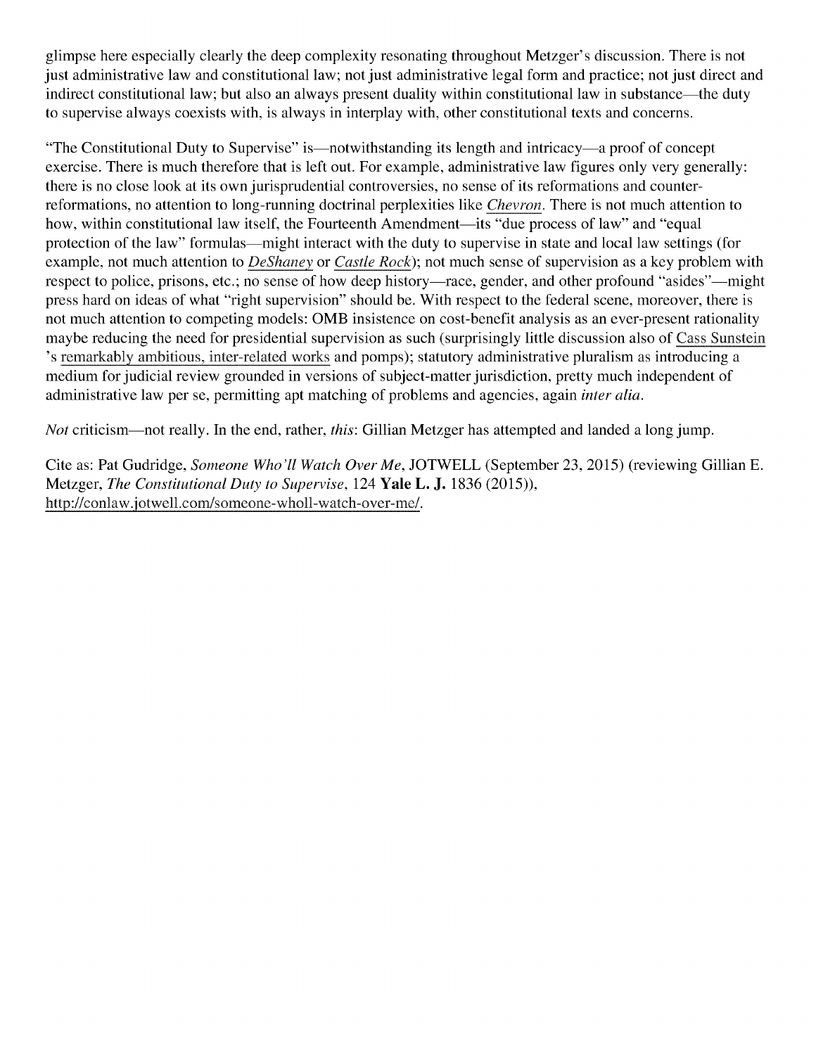glimpse here especially clearly the deep complexity resonating throughout Metzger's discussion. There is not just administrative law and constitutional law; not just administrative legal form and practice; not just direct and indirect constitutional law; but also an always present duality within constitutional law in substance—the duty to supervise always coexists with, is always in interplay with, other constitutional texts and concerns.

"The Constitutional Duty to Supervise" is—notwithstanding its length and intricacy—a proof of concept exercise. There is much therefore that is left out. For example, administrative law figures only very generally: there is no close look at its own jurisprudential controversies, no sense of its reformations and counter-reformations, no attention to long-running doctrinal perplexities like *Chevron*. There is not much attention to how, within constitutional law itself, the Fourteenth Amendment—its "due process of law" and "equal protection of the law" formulas—might interact with the duty to supervise in state and local law settings (for example, not much attention to *DeShaney* or *Castle Rock*); not much sense of supervision as a key problem with respect to police, prisons, etc.; no sense of how deep history—race, gender, and other profound "asides"—might press hard on ideas of what "right supervision" should be. With respect to the federal scene, moreover, there is not much attention to competing models: OMB insistence on cost-benefit analysis as an ever-present rationality maybe reducing the need for presidential supervision as such (surprisingly little discussion also of Cass Sunstein 's remarkably ambitious, inter-related works and pomps); statutory administrative pluralism as introducing a medium for judicial review grounded in versions of subject-matter jurisdiction, pretty much independent of administrative law per se, permitting apt matching of problems and agencies, again *inter alia*.

*Not* criticism—not really. In the end, rather, *this*: Gillian Metzger has attempted and landed a long jump.

Cite as: Pat Gudridge, *Someone Who'll Watch Over Me*, JOTWELL (September 23, 2015) (reviewing Gillian E. Metzger, *The Constitutional Duty to Supervise*, 124 **Yale L. J.** 1836 (2015)), http://conlaw.jotwell.com/someone-wholl-watch-over-me/.